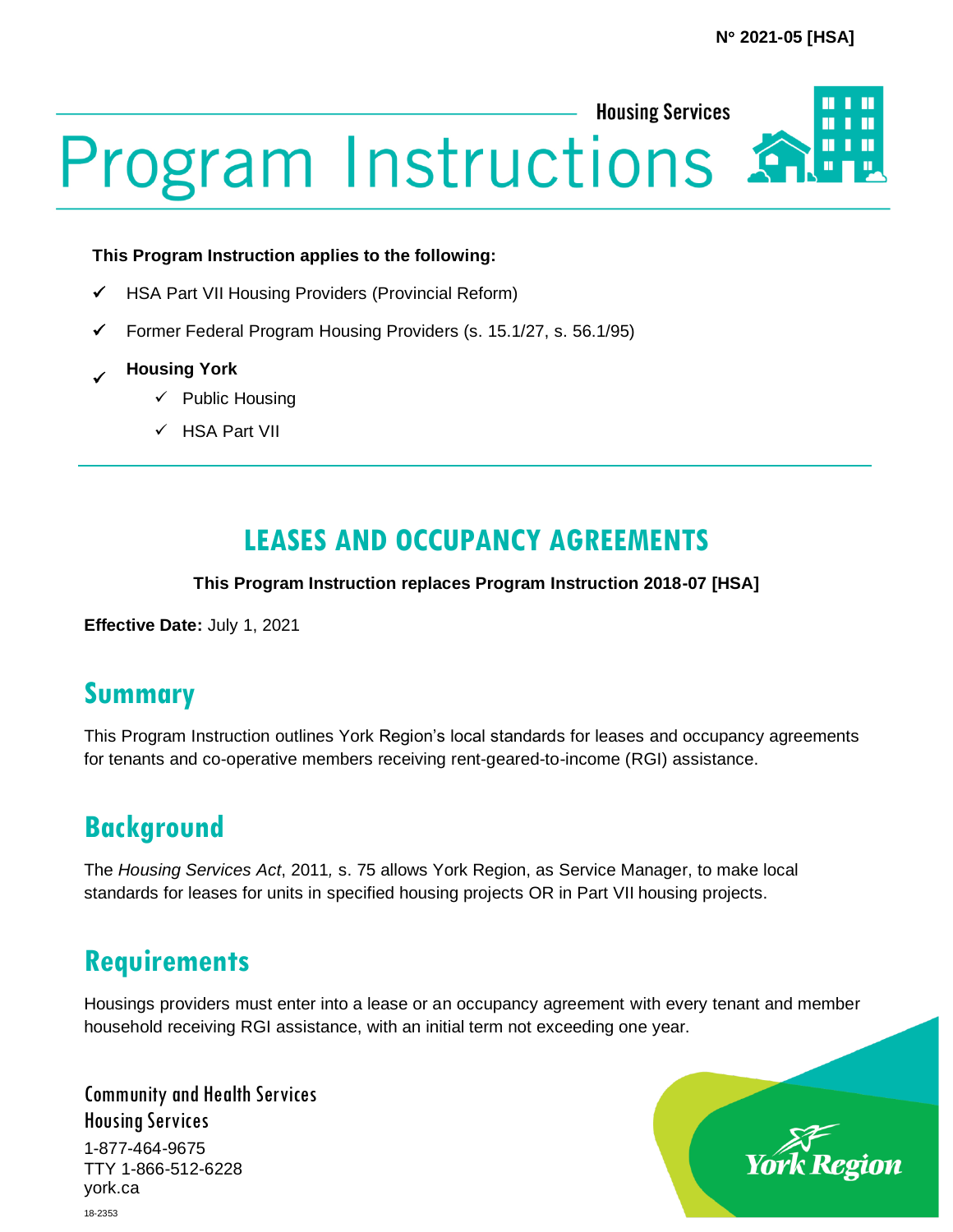N° 2021-05 [HSA]

Housing Services

# Program Instructions

**This Program Instruction applies to the following:**

- ✓ HSA Part VII Housing Providers (Provincial Reform)
- ✓ Former Federal Program Housing Providers (s. 15.1/27, s. 56.1/95)
- ✓ **Housing York**
  - ✓ Public Housing
  - ✓ HSA Part VII

## LEASES AND OCCUPANCY AGREEMENTS

**This Program Instruction replaces Program Instruction 2018-07 [HSA]**

**Effective Date:** July 1, 2021

## Summary

This Program Instruction outlines York Region's local standards for leases and occupancy agreements for tenants and co-operative members receiving rent-geared-to-income (RGI) assistance.

## Background

The *Housing Services Act*, 2011*,* s. 75 allows York Region, as Service Manager, to make local standards for leases for units in specified housing projects OR in Part VII housing projects.

## Requirements

Housings providers must enter into a lease or an occupancy agreement with every tenant and member household receiving RGI assistance, with an initial term not exceeding one year.

Community and Health Services
Housing Services
1-877-464-9675
TTY 1-866-512-6228
york.ca

18-2353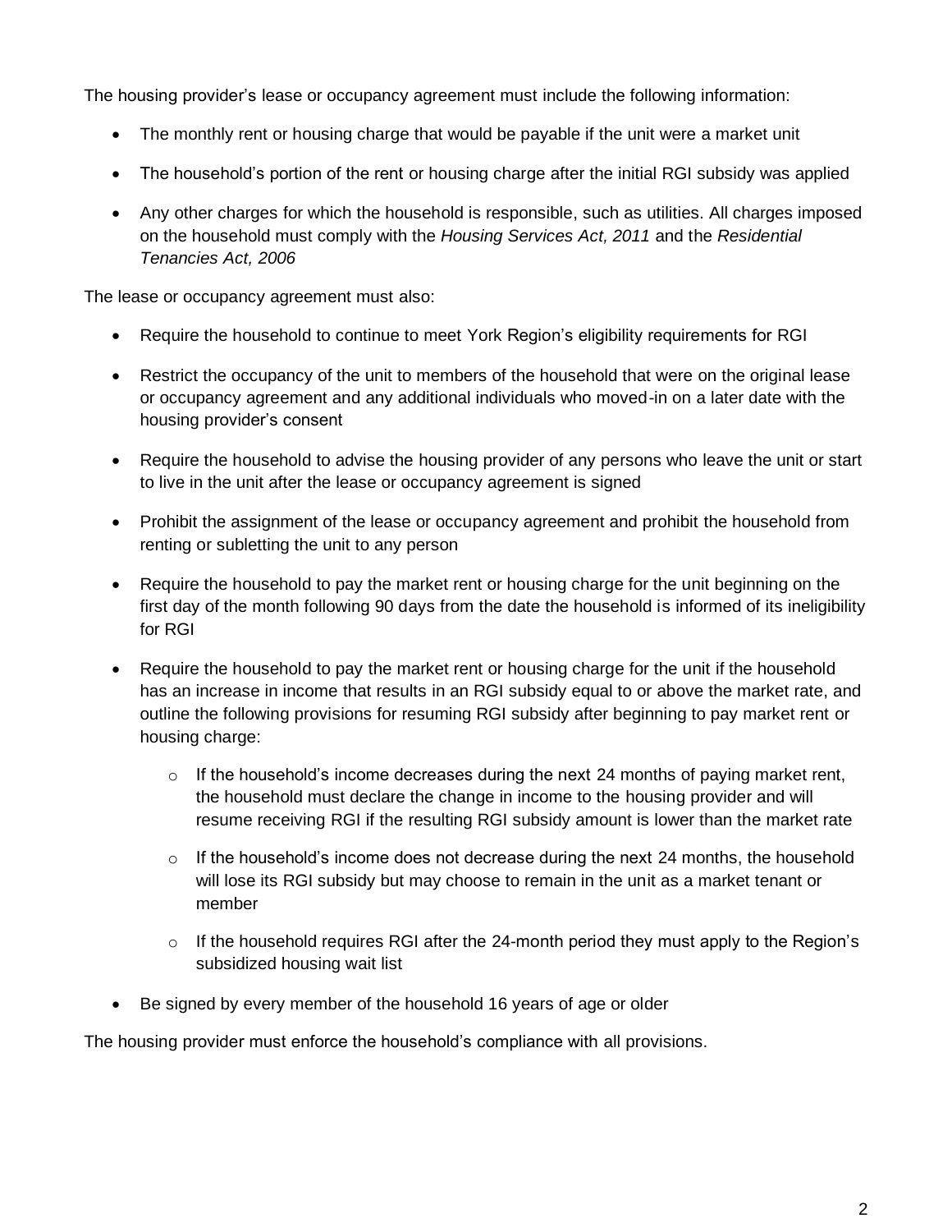The housing provider's lease or occupancy agreement must include the following information:

- The monthly rent or housing charge that would be payable if the unit were a market unit
- The household's portion of the rent or housing charge after the initial RGI subsidy was applied
- Any other charges for which the household is responsible, such as utilities. All charges imposed on the household must comply with the *Housing Services Act, 2011* and the *Residential Tenancies Act, 2006*

The lease or occupancy agreement must also:

- Require the household to continue to meet York Region's eligibility requirements for RGI
- Restrict the occupancy of the unit to members of the household that were on the original lease or occupancy agreement and any additional individuals who moved-in on a later date with the housing provider's consent
- Require the household to advise the housing provider of any persons who leave the unit or start to live in the unit after the lease or occupancy agreement is signed
- Prohibit the assignment of the lease or occupancy agreement and prohibit the household from renting or subletting the unit to any person
- Require the household to pay the market rent or housing charge for the unit beginning on the first day of the month following 90 days from the date the household is informed of its ineligibility for RGI
- Require the household to pay the market rent or housing charge for the unit if the household has an increase in income that results in an RGI subsidy equal to or above the market rate, and outline the following provisions for resuming RGI subsidy after beginning to pay market rent or housing charge:
  - If the household's income decreases during the next 24 months of paying market rent, the household must declare the change in income to the housing provider and will resume receiving RGI if the resulting RGI subsidy amount is lower than the market rate
  - If the household's income does not decrease during the next 24 months, the household will lose its RGI subsidy but may choose to remain in the unit as a market tenant or member
  - If the household requires RGI after the 24-month period they must apply to the Region's subsidized housing wait list
- Be signed by every member of the household 16 years of age or older

The housing provider must enforce the household's compliance with all provisions.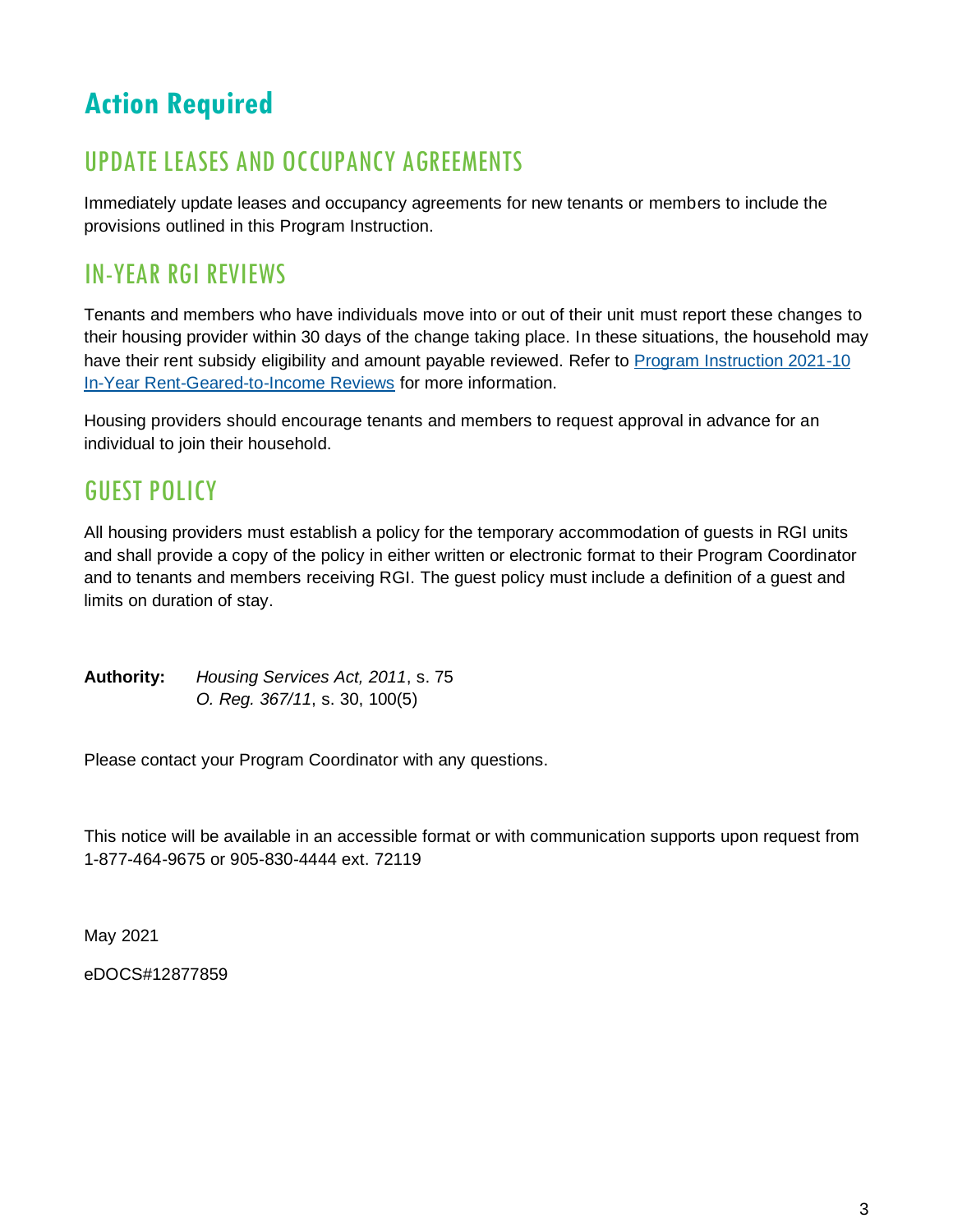# Action Required

## UPDATE LEASES AND OCCUPANCY AGREEMENTS

Immediately update leases and occupancy agreements for new tenants or members to include the provisions outlined in this Program Instruction.

## IN-YEAR RGI REVIEWS

Tenants and members who have individuals move into or out of their unit must report these changes to their housing provider within 30 days of the change taking place. In these situations, the household may have their rent subsidy eligibility and amount payable reviewed. Refer to [Program Instruction 2021-10 In-Year Rent-Geared-to-Income Reviews]() for more information.

Housing providers should encourage tenants and members to request approval in advance for an individual to join their household.

## GUEST POLICY

All housing providers must establish a policy for the temporary accommodation of guests in RGI units and shall provide a copy of the policy in either written or electronic format to their Program Coordinator and to tenants and members receiving RGI. The guest policy must include a definition of a guest and limits on duration of stay.

**Authority:** *Housing Services Act, 2011*, s. 75
*O. Reg. 367/11*, s. 30, 100(5)

Please contact your Program Coordinator with any questions.

This notice will be available in an accessible format or with communication supports upon request from 1-877-464-9675 or 905-830-4444 ext. 72119

May 2021

eDOCS#12877859